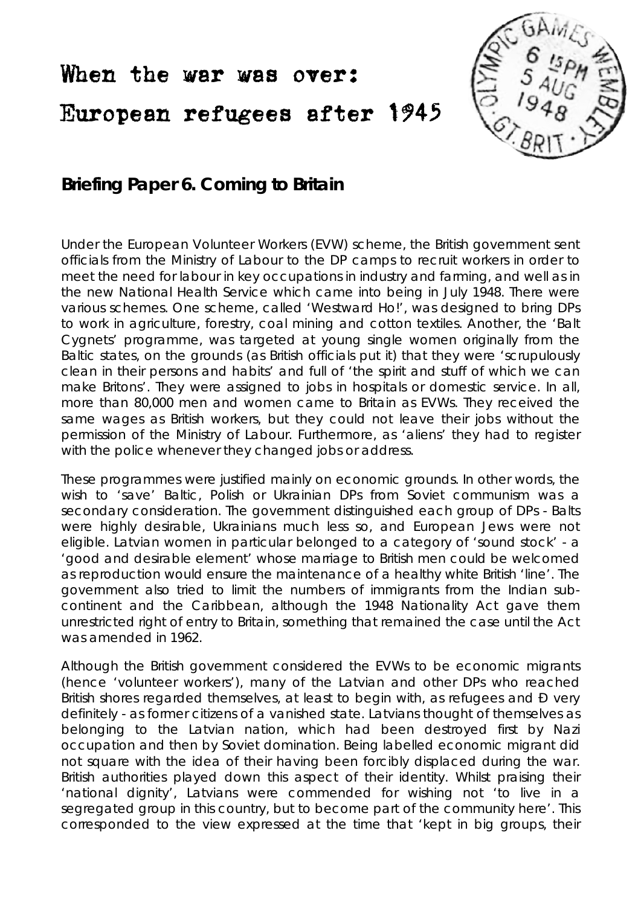# When the war was over: European refugees after 1945

## Briefing Paper 6. Coming to Britain

Under the European Volunteer Workers (EVW) scheme, the British government sent officials from the Ministry of Labour to the DP camps to recruit workers in order to meet the need for labour in key occupations in industry and farming, and well as in the new National Health Service which came into being in July 1948. There were various schemes. One scheme, called 'Westward Ho!', was designed to bring DPs to work in agriculture, forestry, coal mining and cotton textiles. Another, the 'Balt Cygnets' programme, was targeted at young single women originally from the Baltic states, on the grounds (as British officials put it) that they were 'scrupulously clean in their persons and habits' and full of 'the spirit and stuff of which we can make Britons'. They were assigned to jobs in hospitals or domestic service. In all, more than 80,000 men and women came to Britain as EVWs. They received the same wages as British workers, but they could not leave their jobs without the permission of the Ministry of Labour. Furthermore, as 'aliens' they had to register with the police whenever they changed jobs or address.

These programmes were justified mainly on economic grounds. In other words, the wish to 'save' Baltic, Polish or Ukrainian DPs from Soviet communism was a secondary consideration. The government distinguished each group of DPs - Balts were highly desirable, Ukrainians much less so, and European Jews were not eligible. Latvian women in particular belonged to a category of 'sound stock' - a 'good and desirable element' whose marriage to British men could be welcomed as reproduction would ensure the maintenance of a healthy white British 'line'. The government also tried to limit the numbers of immigrants from the Indian sub-continent and the Caribbean, although the 1948 Nationality Act gave them unrestricted right of entry to Britain, something that remained the case until the Act was amended in 1962.

Although the British government considered the EVWs to be economic migrants (hence 'volunteer workers'), many of the Latvian and other DPs who reached British shores regarded themselves, at least to begin with, as refugees and Ð very definitely - as former citizens of a vanished state. Latvians thought of themselves as belonging to the Latvian nation, which had been destroyed first by Nazi occupation and then by Soviet domination. Being labelled economic migrant did not square with the idea of their having been forcibly displaced during the war. British authorities played down this aspect of their identity. Whilst praising their 'national dignity', Latvians were commended for wishing not 'to live in a segregated group in this country, but to become part of the community here'. This corresponded to the view expressed at the time that 'kept in big groups, their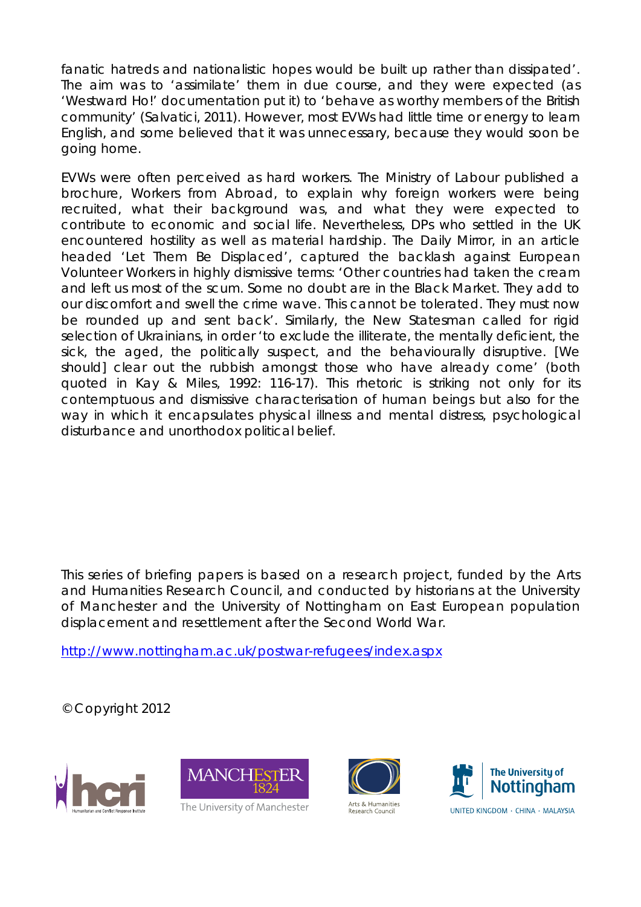fanatic hatreds and nationalistic hopes would be built up rather than dissipated'. The aim was to 'assimilate' them in due course, and they were expected (as 'Westward Ho!' documentation put it) to 'behave as worthy members of the British community' (Salvatici, 2011). However, most EVWs had little time or energy to learn English, and some believed that it was unnecessary, because they would soon be going home.

EVWs were often perceived as hard workers. The Ministry of Labour published a brochure, *Workers from Abroad*, to explain why foreign workers were being recruited, what their background was, and what they were expected to contribute to economic and social life. Nevertheless, DPs who settled in the UK encountered hostility as well as material hardship. The *Daily Mirror*, in an article headed 'Let Them Be Displaced', captured the backlash against European Volunteer Workers in highly dismissive terms: 'Other countries had taken the cream and left us most of the scum. Some no doubt are in the Black Market. They add to our discomfort and swell the crime wave. This cannot be tolerated. They must now be rounded up and sent back'. Similarly, the *New Statesman* called for rigid selection of Ukrainians, in order 'to exclude the illiterate, the mentally deficient, the sick, the aged, the politically suspect, and the behaviourally disruptive. [We should] clear out the rubbish amongst those who have already come' (both quoted in Kay & Miles, 1992: 116-17). This rhetoric is striking not only for its contemptuous and dismissive characterisation of human beings but also for the way in which it encapsulates physical illness and mental distress, psychological disturbance and unorthodox political belief.

This series of briefing papers is based on a research project, funded by the Arts and Humanities Research Council, and conducted by historians at the University of Manchester and the University of Nottingham on East European population displacement and resettlement after the Second World War.

http://www.nottingham.ac.uk/postwar-refugees/index.aspx

© Copyright 2012